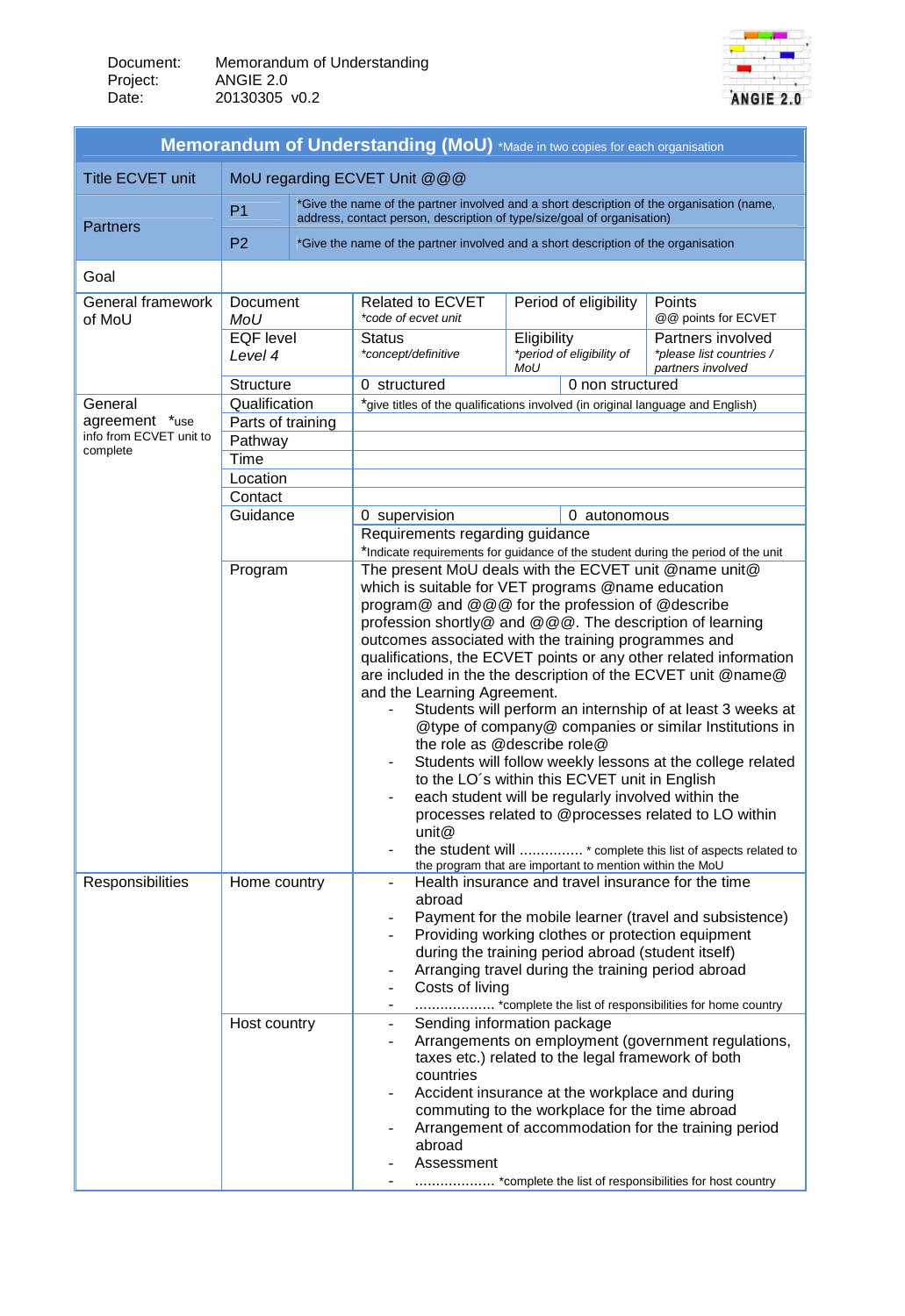Document: Memorandum of Understanding
Project: ANGIE 2.0
Date: 20130305 v0.2

# Memorandum of Understanding (MoU) *Made in two copies for each organisation

| | | | | | |
|---|---|---|---|---|---|
| Title ECVET unit | MoU regarding ECVET Unit @@@ | | | | |
| Partners | P1 | *Give the name of the partner involved and a short description of the organisation (name, address, contact person, description of type/size/goal of organisation) | | | |
| | P2 | *Give the name of the partner involved and a short description of the organisation | | | |
| Goal | | | | | |
| General framework of MoU | Document *MoU* | Related to ECVET *code of ecvet unit* | Period of eligibility | Points @@ points for ECVET | |
| | EQF level *Level 4* | Status *concept/definitive* | Eligibility *period of eligibility of MoU* | Partners involved *please list countries / partners involved* | |
| | Structure | 0 structured | 0 non structured | | |
| General agreement *use info from ECVET unit to complete | Qualification | *give titles of the qualifications involved (in original language and English) | | | |
| | Parts of training | | | | |
| | Pathway | | | | |
| | Time | | | | |
| | Location | | | | |
| | Contact | | | | |
| | Guidance | 0 supervision | 0 autonomous | | |
| | | Requirements regarding guidance *Indicate requirements for guidance of the student during the period of the unit | | | |
| | Program | The present MoU deals with the ECVET unit @name unit@ which is suitable for VET programs @name education program@ and @@@ for the profession of @describe profession shortly@ and @@@. The description of learning outcomes associated with the training programmes and qualifications, the ECVET points or any other related information are included in the the description of the ECVET unit @name@ and the Learning Agreement. <br>- Students will perform an internship of at least 3 weeks at @type of company@ companies or similar Institutions in the role as @describe role@ <br>- Students will follow weekly lessons at the college related to the LO´s within this ECVET unit in English <br>- each student will be regularly involved within the processes related to @processes related to LO within unit@ <br>- the student will ............... * complete this list of aspects related to the program that are important to mention within the MoU | | | |
| Responsibilities | Home country | - Health insurance and travel insurance for the time abroad <br>- Payment for the mobile learner (travel and subsistence) <br>- Providing working clothes or protection equipment during the training period abroad (student itself) <br>- Arranging travel during the training period abroad <br>- Costs of living <br>- ................... *complete the list of responsibilities for home country | | | |
| | Host country | - Sending information package <br>- Arrangements on employment (government regulations, taxes etc.) related to the legal framework of both countries <br>- Accident insurance at the workplace and during commuting to the workplace for the time abroad <br>- Arrangement of accommodation for the training period abroad <br>- Assessment <br>- ................... *complete the list of responsibilities for host country | | | |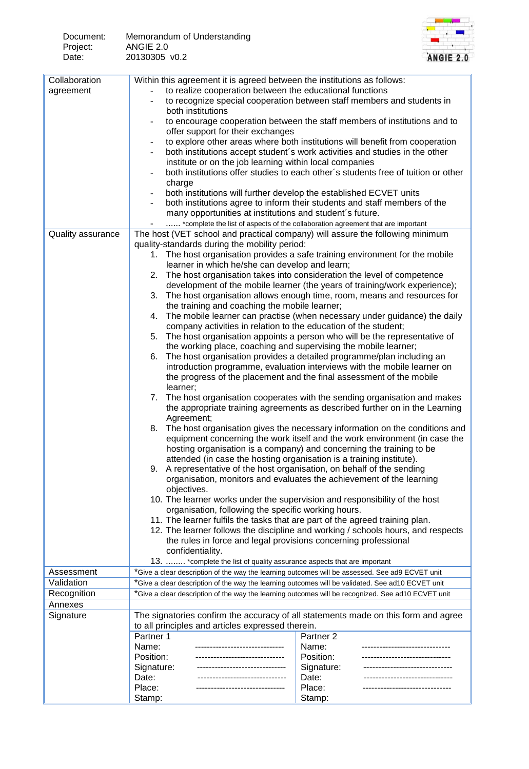| | |
|---|---|
| Collaboration agreement | Within this agreement it is agreed between the institutions as follows:<br>- to realize cooperation between the educational functions<br>- to recognize special cooperation between staff members and students in both institutions<br>- to encourage cooperation between the staff members of institutions and to offer support for their exchanges<br>- to explore other areas where both institutions will benefit from cooperation<br>- both institutions accept student´s work activities and studies in the other institute or on the job learning within local companies<br>- both institutions offer studies to each other´s students free of tuition or other charge<br>- both institutions will further develop the established ECVET units<br>- both institutions agree to inform their students and staff members of the many opportunities at institutions and student´s future.<br>- ...... *complete the list of aspects of the collaboration agreement that are important |
| Quality assurance | The host (VET school and practical company) will assure the following minimum quality-standards during the mobility period:<br>1. The host organisation provides a safe training environment for the mobile learner in which he/she can develop and learn;<br>2. The host organisation takes into consideration the level of competence development of the mobile learner (the years of training/work experience);<br>3. The host organisation allows enough time, room, means and resources for the training and coaching the mobile learner;<br>4. The mobile learner can practise (when necessary under guidance) the daily company activities in relation to the education of the student;<br>5. The host organisation appoints a person who will be the representative of the working place, coaching and supervising the mobile learner;<br>6. The host organisation provides a detailed programme/plan including an introduction programme, evaluation interviews with the mobile learner on the progress of the placement and the final assessment of the mobile learner;<br>7. The host organisation cooperates with the sending organisation and makes the appropriate training agreements as described further on in the Learning Agreement;<br>8. The host organisation gives the necessary information on the conditions and equipment concerning the work itself and the work environment (in case the hosting organisation is a company) and concerning the training to be attended (in case the hosting organisation is a training institute).<br>9. A representative of the host organisation, on behalf of the sending organisation, monitors and evaluates the achievement of the learning objectives.<br>10. The learner works under the supervision and responsibility of the host organisation, following the specific working hours.<br>11. The learner fulfils the tasks that are part of the agreed training plan.<br>12. The learner follows the discipline and working / schools hours, and respects the rules in force and legal provisions concerning professional confidentiality.<br>13. ........ *complete the list of quality assurance aspects that are important |
| Assessment | *Give a clear description of the way the learning outcomes will be assessed. See ad9 ECVET unit |
| Validation | *Give a clear description of the way the learning outcomes will be validated. See ad10 ECVET unit |
| Recognition | *Give a clear description of the way the learning outcomes will be recognized. See ad10 ECVET unit |
| Annexes | |
| Signature | The signatories confirm the accuracy of all statements made on this form and agree to all principles and articles expressed therein. |

| Partner 1 | | Partner 2 | |
|---|---|---|---|
| Name: | ------------------------------ | Name: | ------------------------------ |
| Position: | ------------------------------ | Position: | ------------------------------ |
| Signature: | ------------------------------ | Signature: | ------------------------------ |
| Date: | ------------------------------ | Date: | ------------------------------ |
| Place: | ------------------------------ | Place: | ------------------------------ |
| Stamp: | | Stamp: | |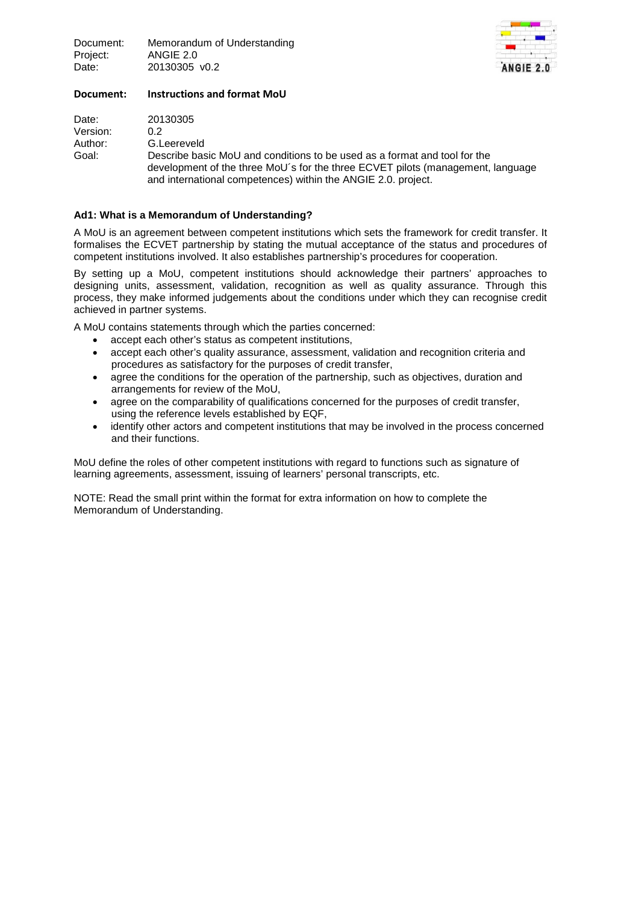**Document: Instructions and format MoU**

Date: 20130305
Version: 0.2
Author: G.Leereveld
Goal: Describe basic MoU and conditions to be used as a format and tool for the development of the three MoU´s for the three ECVET pilots (management, language and international competences) within the ANGIE 2.0. project.

**Ad1: What is a Memorandum of Understanding?**

A MoU is an agreement between competent institutions which sets the framework for credit transfer. It formalises the ECVET partnership by stating the mutual acceptance of the status and procedures of competent institutions involved. It also establishes partnership's procedures for cooperation.

By setting up a MoU, competent institutions should acknowledge their partners' approaches to designing units, assessment, validation, recognition as well as quality assurance. Through this process, they make informed judgements about the conditions under which they can recognise credit achieved in partner systems.

A MoU contains statements through which the parties concerned:

- accept each other's status as competent institutions,
- accept each other's quality assurance, assessment, validation and recognition criteria and procedures as satisfactory for the purposes of credit transfer,
- agree the conditions for the operation of the partnership, such as objectives, duration and arrangements for review of the MoU,
- agree on the comparability of qualifications concerned for the purposes of credit transfer, using the reference levels established by EQF,
- identify other actors and competent institutions that may be involved in the process concerned and their functions.

MoU define the roles of other competent institutions with regard to functions such as signature of learning agreements, assessment, issuing of learners' personal transcripts, etc.

NOTE: Read the small print within the format for extra information on how to complete the Memorandum of Understanding.